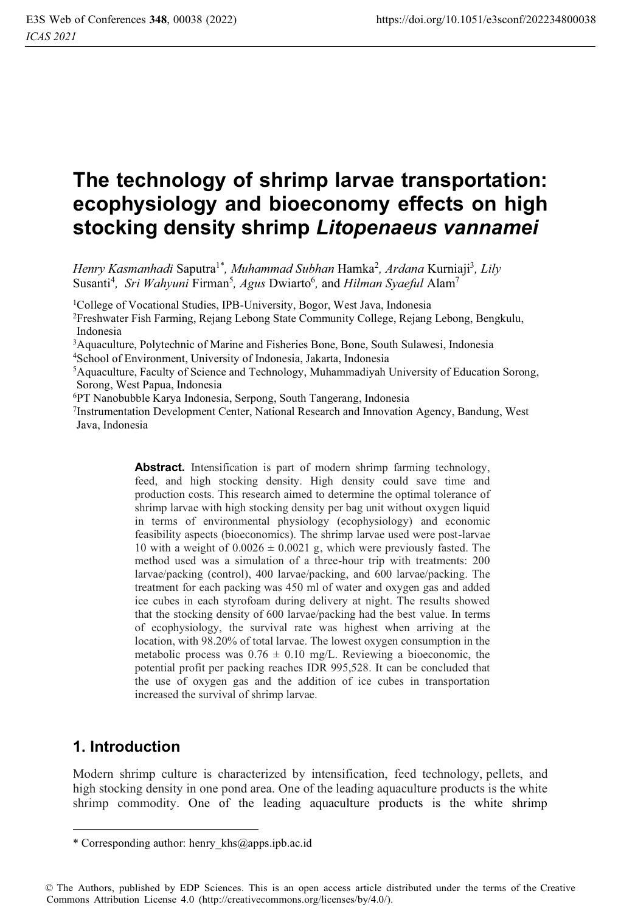# The technology of shrimp larvae transportation: ecophysiology and bioeconomy effects on high stocking density shrimp *Litopenaeus vannamei*

*Henry Kasmanhadi* Saputra[1*], *Muhammad Subhan* Hamka[2], *Ardana* Kurniaji[3], *Lily* Susanti[4], *Sri Wahyuni* Firman[5], *Agus* Dwiarto[6], and *Hilman Syaeful* Alam[7]

[1]College of Vocational Studies, IPB-University, Bogor, West Java, Indonesia
[2]Freshwater Fish Farming, Rejang Lebong State Community College, Rejang Lebong, Bengkulu, Indonesia
[3]Aquaculture, Polytechnic of Marine and Fisheries Bone, Bone, South Sulawesi, Indonesia
[4]School of Environment, University of Indonesia, Jakarta, Indonesia
[5]Aquaculture, Faculty of Science and Technology, Muhammadiyah University of Education Sorong, Sorong, West Papua, Indonesia
[6]PT Nanobubble Karya Indonesia, Serpong, South Tangerang, Indonesia
[7]Instrumentation Development Center, National Research and Innovation Agency, Bandung, West Java, Indonesia

**Abstract.** Intensification is part of modern shrimp farming technology, feed, and high stocking density. High density could save time and production costs. This research aimed to determine the optimal tolerance of shrimp larvae with high stocking density per bag unit without oxygen liquid in terms of environmental physiology (ecophysiology) and economic feasibility aspects (bioeconomics). The shrimp larvae used were post-larvae 10 with a weight of $0.0026 \pm 0.0021$ g, which were previously fasted. The method used was a simulation of a three-hour trip with treatments: 200 larvae/packing (control), 400 larvae/packing, and 600 larvae/packing. The treatment for each packing was 450 ml of water and oxygen gas and added ice cubes in each styrofoam during delivery at night. The results showed that the stocking density of 600 larvae/packing had the best value. In terms of ecophysiology, the survival rate was highest when arriving at the location, with 98.20% of total larvae. The lowest oxygen consumption in the metabolic process was $0.76 \pm 0.10$ mg/L. Reviewing a bioeconomic, the potential profit per packing reaches IDR 995,528. It can be concluded that the use of oxygen gas and the addition of ice cubes in transportation increased the survival of shrimp larvae.

## 1. Introduction

Modern shrimp culture is characterized by intensification, feed technology, pellets, and high stocking density in one pond area. One of the leading aquaculture products is the white shrimp commodity. One of the leading aquaculture products is the white shrimp

\* Corresponding author: henry_khs@apps.ipb.ac.id

© The Authors, published by EDP Sciences. This is an open access article distributed under the terms of the Creative Commons Attribution License 4.0 (http://creativecommons.org/licenses/by/4.0/).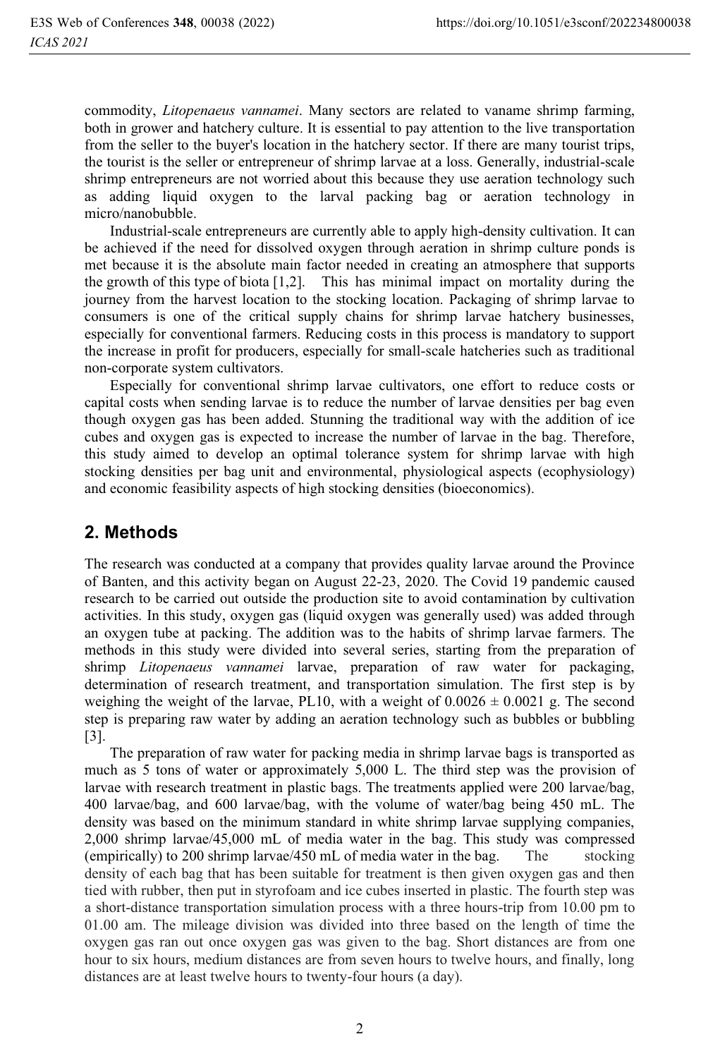commodity, *Litopenaeus vannamei*. Many sectors are related to vaname shrimp farming, both in grower and hatchery culture. It is essential to pay attention to the live transportation from the seller to the buyer's location in the hatchery sector. If there are many tourist trips, the tourist is the seller or entrepreneur of shrimp larvae at a loss. Generally, industrial-scale shrimp entrepreneurs are not worried about this because they use aeration technology such as adding liquid oxygen to the larval packing bag or aeration technology in micro/nanobubble.

Industrial-scale entrepreneurs are currently able to apply high-density cultivation. It can be achieved if the need for dissolved oxygen through aeration in shrimp culture ponds is met because it is the absolute main factor needed in creating an atmosphere that supports the growth of this type of biota [1,2]. This has minimal impact on mortality during the journey from the harvest location to the stocking location. Packaging of shrimp larvae to consumers is one of the critical supply chains for shrimp larvae hatchery businesses, especially for conventional farmers. Reducing costs in this process is mandatory to support the increase in profit for producers, especially for small-scale hatcheries such as traditional non-corporate system cultivators.

Especially for conventional shrimp larvae cultivators, one effort to reduce costs or capital costs when sending larvae is to reduce the number of larvae densities per bag even though oxygen gas has been added. Stunning the traditional way with the addition of ice cubes and oxygen gas is expected to increase the number of larvae in the bag. Therefore, this study aimed to develop an optimal tolerance system for shrimp larvae with high stocking densities per bag unit and environmental, physiological aspects (ecophysiology) and economic feasibility aspects of high stocking densities (bioeconomics).

## 2. Methods

The research was conducted at a company that provides quality larvae around the Province of Banten, and this activity began on August 22-23, 2020. The Covid 19 pandemic caused research to be carried out outside the production site to avoid contamination by cultivation activities. In this study, oxygen gas (liquid oxygen was generally used) was added through an oxygen tube at packing. The addition was to the habits of shrimp larvae farmers. The methods in this study were divided into several series, starting from the preparation of shrimp *Litopenaeus vannamei* larvae, preparation of raw water for packaging, determination of research treatment, and transportation simulation. The first step is by weighing the weight of the larvae, PL10, with a weight of $0.0026 \pm 0.0021$ g. The second step is preparing raw water by adding an aeration technology such as bubbles or bubbling [3].

The preparation of raw water for packing media in shrimp larvae bags is transported as much as 5 tons of water or approximately 5,000 L. The third step was the provision of larvae with research treatment in plastic bags. The treatments applied were 200 larvae/bag, 400 larvae/bag, and 600 larvae/bag, with the volume of water/bag being 450 mL. The density was based on the minimum standard in white shrimp larvae supplying companies, 2,000 shrimp larvae/45,000 mL of media water in the bag. This study was compressed (empirically) to 200 shrimp larvae/450 mL of media water in the bag. The stocking density of each bag that has been suitable for treatment is then given oxygen gas and then tied with rubber, then put in styrofoam and ice cubes inserted in plastic. The fourth step was a short-distance transportation simulation process with a three hours-trip from 10.00 pm to 01.00 am. The mileage division was divided into three based on the length of time the oxygen gas ran out once oxygen gas was given to the bag. Short distances are from one hour to six hours, medium distances are from seven hours to twelve hours, and finally, long distances are at least twelve hours to twenty-four hours (a day).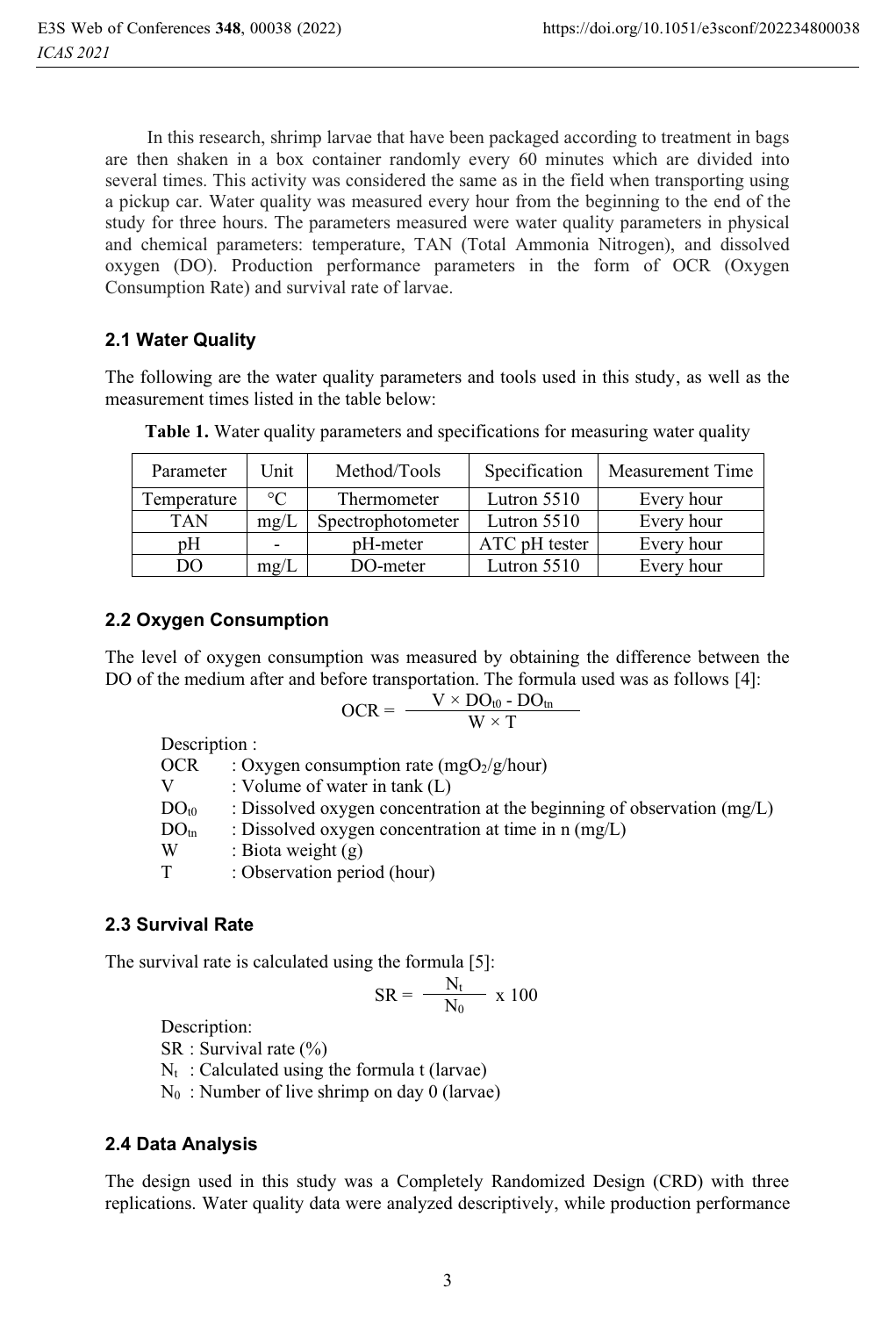In this research, shrimp larvae that have been packaged according to treatment in bags are then shaken in a box container randomly every 60 minutes which are divided into several times. This activity was considered the same as in the field when transporting using a pickup car. Water quality was measured every hour from the beginning to the end of the study for three hours. The parameters measured were water quality parameters in physical and chemical parameters: temperature, TAN (Total Ammonia Nitrogen), and dissolved oxygen (DO). Production performance parameters in the form of OCR (Oxygen Consumption Rate) and survival rate of larvae.

### 2.1 Water Quality

The following are the water quality parameters and tools used in this study, as well as the measurement times listed in the table below:

**Table 1.** Water quality parameters and specifications for measuring water quality

| Parameter | Unit | Method/Tools | Specification | Measurement Time |
| --- | --- | --- | --- | --- |
| Temperature | °C | Thermometer | Lutron 5510 | Every hour |
| TAN | mg/L | Spectrophotometer | Lutron 5510 | Every hour |
| pH | - | pH-meter | ATC pH tester | Every hour |
| DO | mg/L | DO-meter | Lutron 5510 | Every hour |

### 2.2 Oxygen Consumption

The level of oxygen consumption was measured by obtaining the difference between the DO of the medium after and before transportation. The formula used was as follows [4]:

$$OCR = \frac{V \times DO_{t0} - DO_{tn}}{W \times T}$$

Description :

OCR : Oxygen consumption rate ($mgO_2$/g/hour)

V : Volume of water in tank (L)

$DO_{t0}$ : Dissolved oxygen concentration at the beginning of observation (mg/L)

$DO_{tn}$ : Dissolved oxygen concentration at time in n (mg/L)

W : Biota weight (g)

T : Observation period (hour)

### 2.3 Survival Rate

The survival rate is calculated using the formula [5]:

$$SR = \frac{N_t}{N_0} \times 100$$

Description:

SR : Survival rate (%)

$N_t$ : Calculated using the formula t (larvae)

$N_0$ : Number of live shrimp on day 0 (larvae)

### 2.4 Data Analysis

The design used in this study was a Completely Randomized Design (CRD) with three replications. Water quality data were analyzed descriptively, while production performance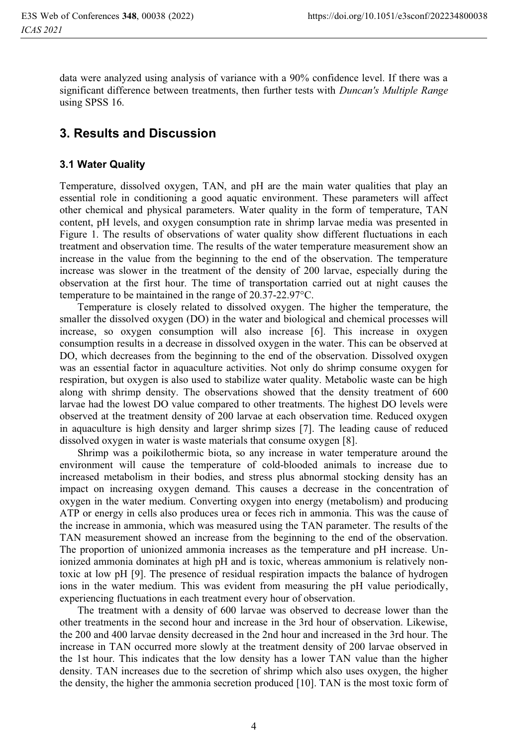data were analyzed using analysis of variance with a 90% confidence level. If there was a significant difference between treatments, then further tests with *Duncan's Multiple Range* using SPSS 16.

## 3. Results and Discussion

### 3.1 Water Quality

Temperature, dissolved oxygen, TAN, and pH are the main water qualities that play an essential role in conditioning a good aquatic environment. These parameters will affect other chemical and physical parameters. Water quality in the form of temperature, TAN content, pH levels, and oxygen consumption rate in shrimp larvae media was presented in Figure 1. The results of observations of water quality show different fluctuations in each treatment and observation time. The results of the water temperature measurement show an increase in the value from the beginning to the end of the observation. The temperature increase was slower in the treatment of the density of 200 larvae, especially during the observation at the first hour. The time of transportation carried out at night causes the temperature to be maintained in the range of 20.37-22.97°C.

Temperature is closely related to dissolved oxygen. The higher the temperature, the smaller the dissolved oxygen (DO) in the water and biological and chemical processes will increase, so oxygen consumption will also increase [6]. This increase in oxygen consumption results in a decrease in dissolved oxygen in the water. This can be observed at DO, which decreases from the beginning to the end of the observation. Dissolved oxygen was an essential factor in aquaculture activities. Not only do shrimp consume oxygen for respiration, but oxygen is also used to stabilize water quality. Metabolic waste can be high along with shrimp density. The observations showed that the density treatment of 600 larvae had the lowest DO value compared to other treatments. The highest DO levels were observed at the treatment density of 200 larvae at each observation time. Reduced oxygen in aquaculture is high density and larger shrimp sizes [7]. The leading cause of reduced dissolved oxygen in water is waste materials that consume oxygen [8].

Shrimp was a poikilothermic biota, so any increase in water temperature around the environment will cause the temperature of cold-blooded animals to increase due to increased metabolism in their bodies, and stress plus abnormal stocking density has an impact on increasing oxygen demand. This causes a decrease in the concentration of oxygen in the water medium. Converting oxygen into energy (metabolism) and producing ATP or energy in cells also produces urea or feces rich in ammonia. This was the cause of the increase in ammonia, which was measured using the TAN parameter. The results of the TAN measurement showed an increase from the beginning to the end of the observation. The proportion of unionized ammonia increases as the temperature and pH increase. Un-ionized ammonia dominates at high pH and is toxic, whereas ammonium is relatively non-toxic at low pH [9]. The presence of residual respiration impacts the balance of hydrogen ions in the water medium. This was evident from measuring the pH value periodically, experiencing fluctuations in each treatment every hour of observation.

The treatment with a density of 600 larvae was observed to decrease lower than the other treatments in the second hour and increase in the 3rd hour of observation. Likewise, the 200 and 400 larvae density decreased in the 2nd hour and increased in the 3rd hour. The increase in TAN occurred more slowly at the treatment density of 200 larvae observed in the 1st hour. This indicates that the low density has a lower TAN value than the higher density. TAN increases due to the secretion of shrimp which also uses oxygen, the higher the density, the higher the ammonia secretion produced [10]. TAN is the most toxic form of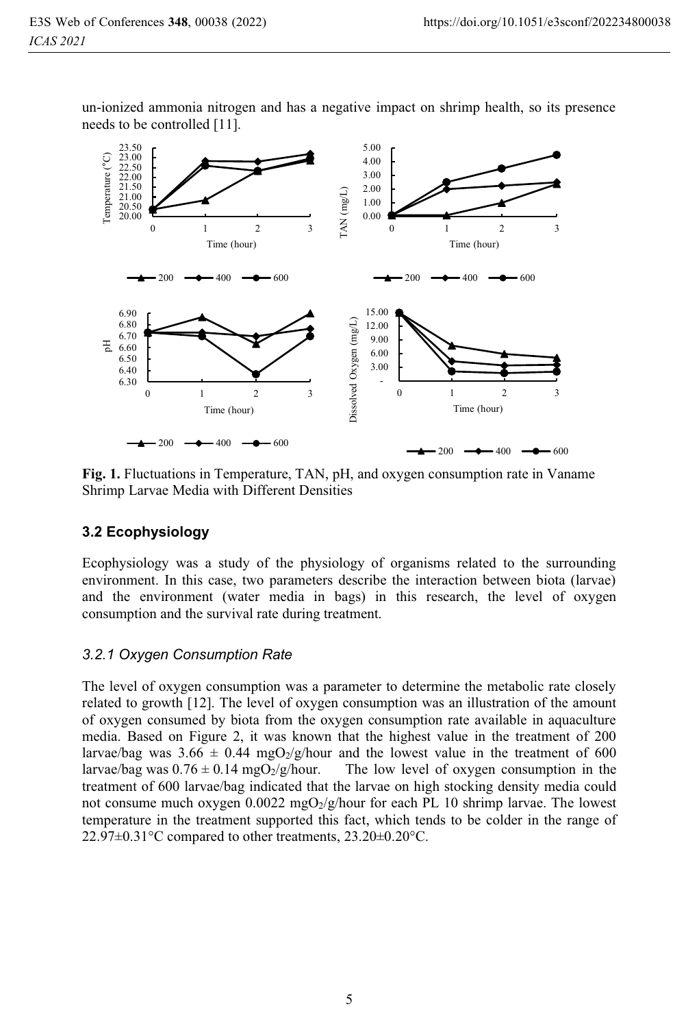un-ionized ammonia nitrogen and has a negative impact on shrimp health, so its presence needs to be controlled [11].

**Fig. 1.** Fluctuations in Temperature, TAN, pH, and oxygen consumption rate in Vaname Shrimp Larvae Media with Different Densities

### 3.2 Ecophysiology

Ecophysiology was a study of the physiology of organisms related to the surrounding environment. In this case, two parameters describe the interaction between biota (larvae) and the environment (water media in bags) in this research, the level of oxygen consumption and the survival rate during treatment.

#### *3.2.1 Oxygen Consumption Rate*

The level of oxygen consumption was a parameter to determine the metabolic rate closely related to growth [12]. The level of oxygen consumption was an illustration of the amount of oxygen consumed by biota from the oxygen consumption rate available in aquaculture media. Based on Figure 2, it was known that the highest value in the treatment of 200 larvae/bag was $3.66 \pm 0.44$ $mgO_2$/g/hour and the lowest value in the treatment of 600 larvae/bag was $0.76 \pm 0.14$ $mgO_2$/g/hour. The low level of oxygen consumption in the treatment of 600 larvae/bag indicated that the larvae on high stocking density media could not consume much oxygen 0.0022 $mgO_2$/g/hour for each PL 10 shrimp larvae. The lowest temperature in the treatment supported this fact, which tends to be colder in the range of 22.97±0.31°C compared to other treatments, 23.20±0.20°C.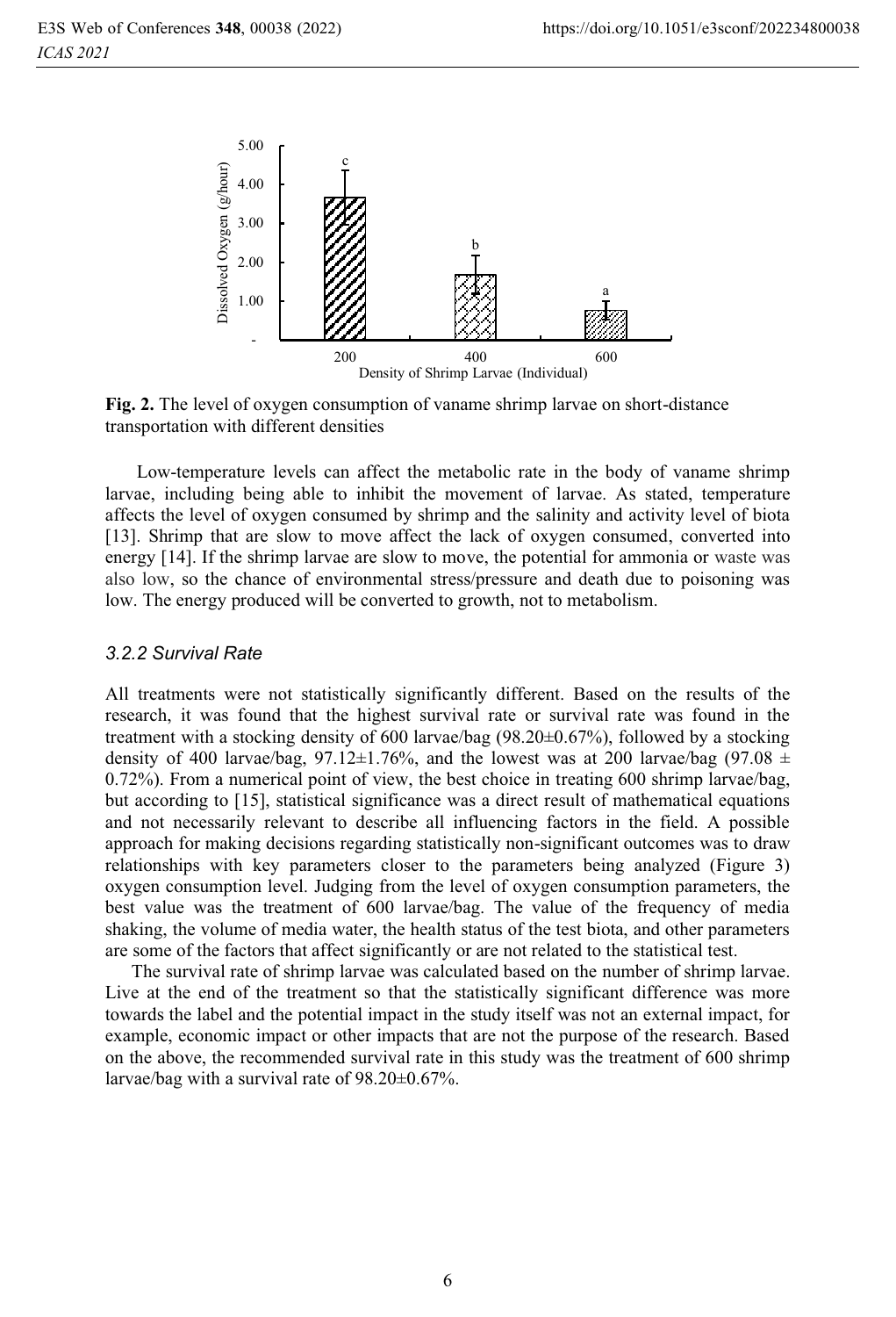**Fig. 2.** The level of oxygen consumption of vaname shrimp larvae on short-distance transportation with different densities

Low-temperature levels can affect the metabolic rate in the body of vaname shrimp larvae, including being able to inhibit the movement of larvae. As stated, temperature affects the level of oxygen consumed by shrimp and the salinity and activity level of biota [13]. Shrimp that are slow to move affect the lack of oxygen consumed, converted into energy [14]. If the shrimp larvae are slow to move, the potential for ammonia or waste was also low, so the chance of environmental stress/pressure and death due to poisoning was low. The energy produced will be converted to growth, not to metabolism.

### *3.2.2 Survival Rate*

All treatments were not statistically significantly different. Based on the results of the research, it was found that the highest survival rate or survival rate was found in the treatment with a stocking density of 600 larvae/bag (98.20±0.67%), followed by a stocking density of 400 larvae/bag, 97.12±1.76%, and the lowest was at 200 larvae/bag (97.08 ± 0.72%). From a numerical point of view, the best choice in treating 600 shrimp larvae/bag, but according to [15], statistical significance was a direct result of mathematical equations and not necessarily relevant to describe all influencing factors in the field. A possible approach for making decisions regarding statistically non-significant outcomes was to draw relationships with key parameters closer to the parameters being analyzed (Figure 3) oxygen consumption level. Judging from the level of oxygen consumption parameters, the best value was the treatment of 600 larvae/bag. The value of the frequency of media shaking, the volume of media water, the health status of the test biota, and other parameters are some of the factors that affect significantly or are not related to the statistical test.

The survival rate of shrimp larvae was calculated based on the number of shrimp larvae. Live at the end of the treatment so that the statistically significant difference was more towards the label and the potential impact in the study itself was not an external impact, for example, economic impact or other impacts that are not the purpose of the research. Based on the above, the recommended survival rate in this study was the treatment of 600 shrimp larvae/bag with a survival rate of 98.20±0.67%.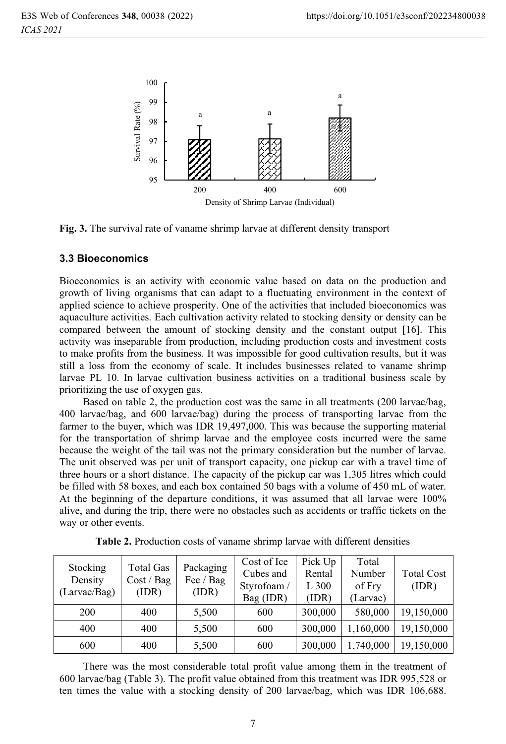Fig. 3. The survival rate of vaname shrimp larvae at different density transport

### 3.3 Bioeconomics

Bioeconomics is an activity with economic value based on data on the production and growth of living organisms that can adapt to a fluctuating environment in the context of applied science to achieve prosperity. One of the activities that included bioeconomics was aquaculture activities. Each cultivation activity related to stocking density or density can be compared between the amount of stocking density and the constant output [16]. This activity was inseparable from production, including production costs and investment costs to make profits from the business. It was impossible for good cultivation results, but it was still a loss from the economy of scale. It includes businesses related to vaname shrimp larvae PL 10. In larvae cultivation business activities on a traditional business scale by prioritizing the use of oxygen gas.

Based on table 2, the production cost was the same in all treatments (200 larvae/bag, 400 larvae/bag, and 600 larvae/bag) during the process of transporting larvae from the farmer to the buyer, which was IDR 19,497,000. This was because the supporting material for the transportation of shrimp larvae and the employee costs incurred were the same because the weight of the tail was not the primary consideration but the number of larvae. The unit observed was per unit of transport capacity, one pickup car with a travel time of three hours or a short distance. The capacity of the pickup car was 1,305 litres which could be filled with 58 boxes, and each box contained 50 bags with a volume of 450 mL of water. At the beginning of the departure conditions, it was assumed that all larvae were 100% alive, and during the trip, there were no obstacles such as accidents or traffic tickets on the way or other events.

**Table 2.** Production costs of vaname shrimp larvae with different densities

| Stocking Density (Larvae/Bag) | Total Gas Cost / Bag (IDR) | Packaging Fee / Bag (IDR) | Cost of Ice Cubes and Styrofoam / Bag (IDR) | Pick Up Rental L 300 (IDR) | Total Number of Fry (Larvae) | Total Cost (IDR) |
|---|---|---|---|---|---|---|
| 200 | 400 | 5,500 | 600 | 300,000 | 580,000 | 19,150,000 |
| 400 | 400 | 5,500 | 600 | 300,000 | 1,160,000 | 19,150,000 |
| 600 | 400 | 5,500 | 600 | 300,000 | 1,740,000 | 19,150,000 |

There was the most considerable total profit value among them in the treatment of 600 larvae/bag (Table 3). The profit value obtained from this treatment was IDR 995,528 or ten times the value with a stocking density of 200 larvae/bag, which was IDR 106,688.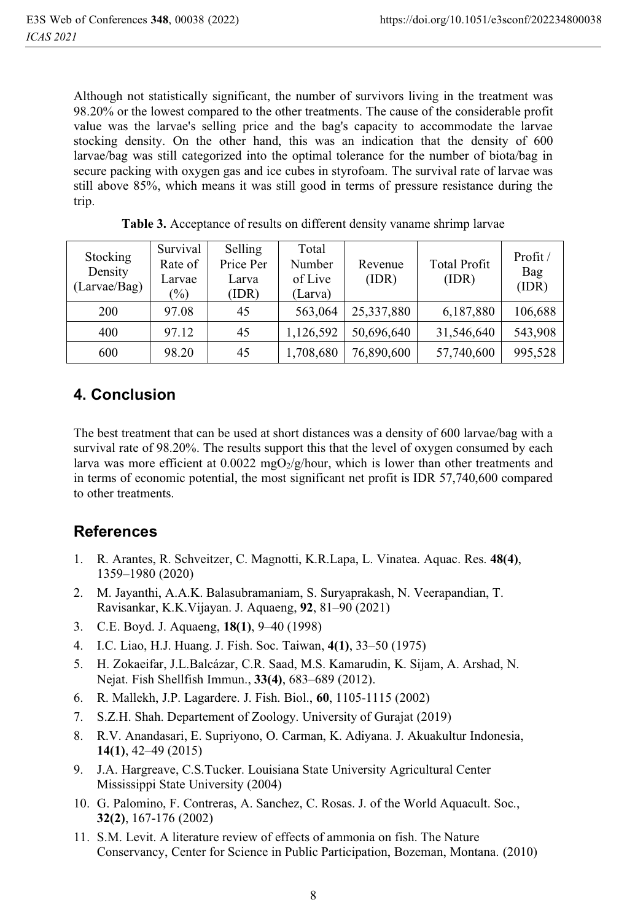Although not statistically significant, the number of survivors living in the treatment was 98.20% or the lowest compared to the other treatments. The cause of the considerable profit value was the larvae's selling price and the bag's capacity to accommodate the larvae stocking density. On the other hand, this was an indication that the density of 600 larvae/bag was still categorized into the optimal tolerance for the number of biota/bag in secure packing with oxygen gas and ice cubes in styrofoam. The survival rate of larvae was still above 85%, which means it was still good in terms of pressure resistance during the trip.

**Table 3.** Acceptance of results on different density vaname shrimp larvae

| Stocking Density (Larvae/Bag) | Survival Rate of Larvae (%) | Selling Price Per Larva (IDR) | Total Number of Live (Larva) | Revenue (IDR) | Total Profit (IDR) | Profit / Bag (IDR) |
|---|---|---|---|---|---|---|
| 200 | 97.08 | 45 | 563,064 | 25,337,880 | 6,187,880 | 106,688 |
| 400 | 97.12 | 45 | 1,126,592 | 50,696,640 | 31,546,640 | 543,908 |
| 600 | 98.20 | 45 | 1,708,680 | 76,890,600 | 57,740,600 | 995,528 |

## 4. Conclusion

The best treatment that can be used at short distances was a density of 600 larvae/bag with a survival rate of 98.20%. The results support this that the level of oxygen consumed by each larva was more efficient at 0.0022 $mgO_2/g/hour$, which is lower than other treatments and in terms of economic potential, the most significant net profit is IDR 57,740,600 compared to other treatments.

## References

1. R. Arantes, R. Schveitzer, C. Magnotti, K.R.Lapa, L. Vinatea. Aquac. Res. **48(4)**, 1359–1980 (2020)
2. M. Jayanthi, A.A.K. Balasubramaniam, S. Suryaprakash, N. Veerapandian, T. Ravisankar, K.K.Vijayan. J. Aquaeng, **92**, 81–90 (2021)
3. C.E. Boyd. J. Aquaeng, **18(1)**, 9–40 (1998)
4. I.C. Liao, H.J. Huang. J. Fish. Soc. Taiwan, **4(1)**, 33–50 (1975)
5. H. Zokaeifar, J.L.Balcázar, C.R. Saad, M.S. Kamarudin, K. Sijam, A. Arshad, N. Nejat. Fish Shellfish Immun., **33(4)**, 683–689 (2012).
6. R. Mallekh, J.P. Lagardere. J. Fish. Biol., **60**, 1105-1115 (2002)
7. S.Z.H. Shah. Departement of Zoology. University of Gurajat (2019)
8. R.V. Anandasari, E. Supriyono, O. Carman, K. Adiyana. J. Akuakultur Indonesia, **14(1)**, 42–49 (2015)
9. J.A. Hargreave, C.S.Tucker. Louisiana State University Agricultural Center Mississippi State University (2004)
10. G. Palomino, F. Contreras, A. Sanchez, C. Rosas. J. of the World Aquacult. Soc., **32(2)**, 167-176 (2002)
11. S.M. Levit. A literature review of effects of ammonia on fish. The Nature Conservancy, Center for Science in Public Participation, Bozeman, Montana. (2010)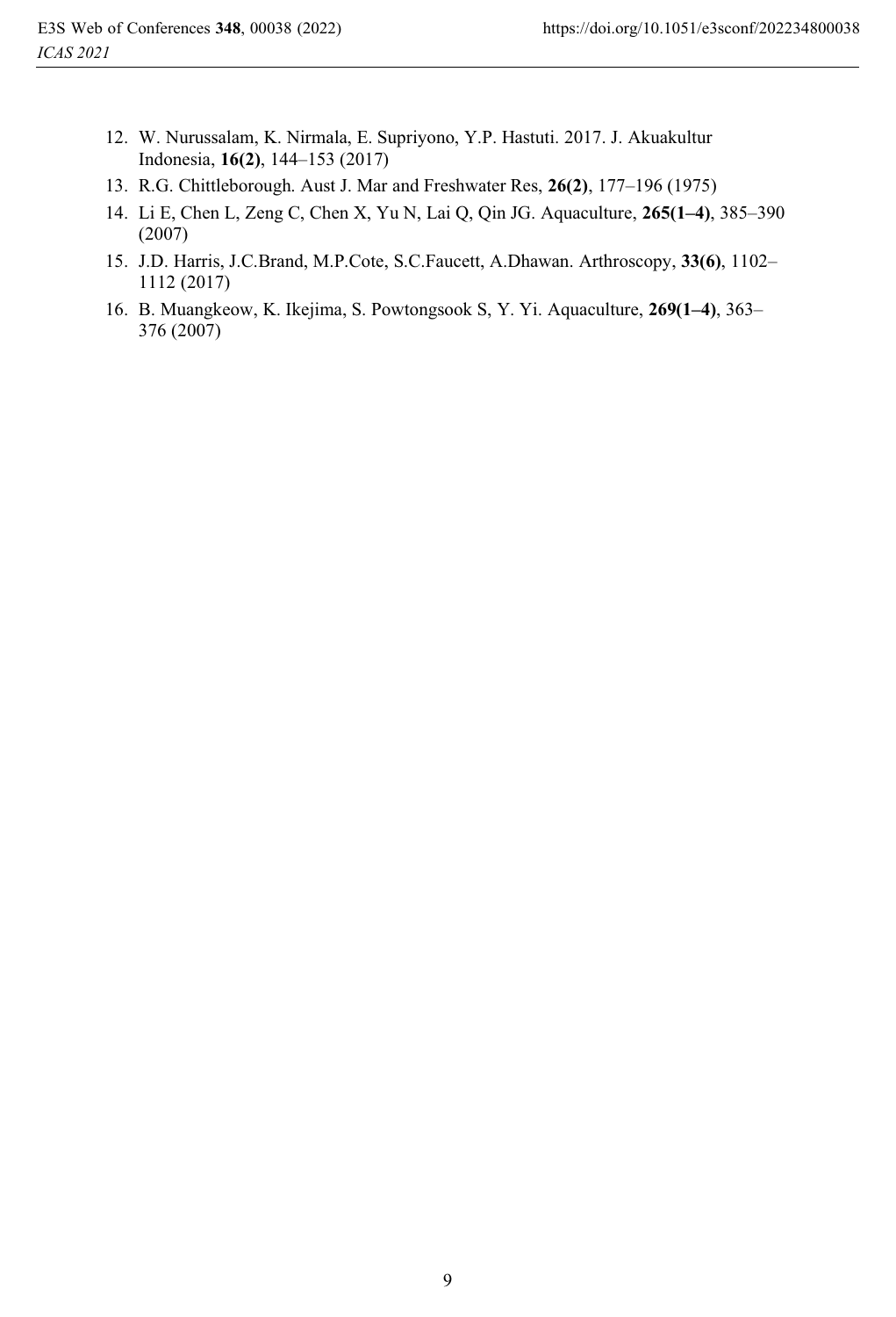12. W. Nurussalam, K. Nirmala, E. Supriyono, Y.P. Hastuti. 2017. J. Akuakultur Indonesia, **16(2)**, 144–153 (2017)
13. R.G. Chittleborough. Aust J. Mar and Freshwater Res, **26(2)**, 177–196 (1975)
14. Li E, Chen L, Zeng C, Chen X, Yu N, Lai Q, Qin JG. Aquaculture, **265(1–4)**, 385–390 (2007)
15. J.D. Harris, J.C.Brand, M.P.Cote, S.C.Faucett, A.Dhawan. Arthroscopy, **33(6)**, 1102–1112 (2017)
16. B. Muangkeow, K. Ikejima, S. Powtongsook S, Y. Yi. Aquaculture, **269(1–4)**, 363–376 (2007)